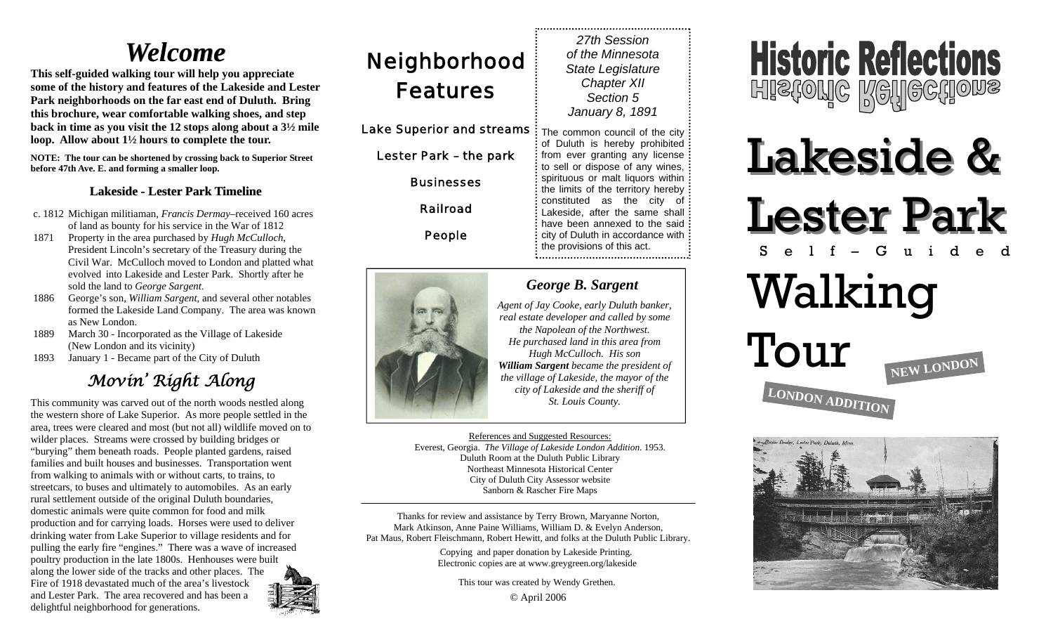# Welcome

**This self-guided walking tour will help you appreciate some of the history and features of the Lakeside and Lester Park neighborhoods on the far east end of Duluth. Bring this brochure, wear comfortable walking shoes, and step back in time as you visit the 12 stops along about a 3½ mile loop. Allow about 1½ hours to complete the tour.**

**NOTE: The tour can be shortened by crossing back to Superior Street before 47th Ave. E. and forming a smaller loop.**

### Lakeside - Lester Park Timeline

- c. 1812 Michigan militiaman, *Francis Dermay*–received 160 acres of land as bounty for his service in the War of 1812
- 1871 Property in the area purchased by *Hugh McCulloch*, President Lincoln's secretary of the Treasury during the Civil War. McCulloch moved to London and platted what evolved into Lakeside and Lester Park. Shortly after he sold the land to *George Sargent*.
- 1886 George's son, *William Sargent*, and several other notables formed the Lakeside Land Company. The area was known as New London.
- 1889 March 30 - Incorporated as the Village of Lakeside (New London and its vicinity)
- 1893 January 1 - Became part of the City of Duluth

## *Movin' Right Along*

This community was carved out of the north woods nestled along the western shore of Lake Superior. As more people settled in the area, trees were cleared and most (but not all) wildlife moved on to wilder places. Streams were crossed by building bridges or "burying" them beneath roads. People planted gardens, raised families and built houses and businesses. Transportation went from walking to animals with or without carts, to trains, to streetcars, to buses and ultimately to automobiles. As an early rural settlement outside of the original Duluth boundaries, domestic animals were quite common for food and milk production and for carrying loads. Horses were used to deliver drinking water from Lake Superior to village residents and for pulling the early fire "engines." There was a wave of increased poultry production in the late 1800s. Henhouses were built along the lower side of the tracks and other places. The Fire of 1918 devastated much of the area's livestock and Lester Park. The area recovered and has been a delightful neighborhood for generations.

## Neighborhood Features

Lake Superior and streams

Lester Park – the park

Businesses

Railroad

People

*27th Session*
*of the Minnesota*
*State Legislature*
*Chapter XII*
*Section 5*
*January 8, 1891*

The common council of the city of Duluth is hereby prohibited from ever granting any license to sell or dispose of any wines, spirituous or malt liquors within the limits of the territory hereby constituted as the city of Lakeside, after the same shall have been annexed to the said city of Duluth in accordance with the provisions of this act.

### *George B. Sargent*

*Agent of Jay Cooke, early Duluth banker, real estate developer and called by some the Napoleon of the Northwest. He purchased land in this area from Hugh McCulloch. His son* ***William Sargent*** *became the president of the village of Lakeside, the mayor of the city of Lakeside and the sheriff of St. Louis County.*

References and Suggested Resources:
Everest, Georgia. *The Village of Lakeside London Addition*. 1953.
Duluth Room at the Duluth Public Library
Northeast Minnesota Historical Center
City of Duluth City Assessor website
Sanborn & Rascher Fire Maps

Thanks for review and assistance by Terry Brown, Maryanne Norton, Mark Atkinson, Anne Paine Williams, William D. & Evelyn Anderson, Pat Maus, Robert Fleischmann, Robert Hewitt, and folks at the Duluth Public Library.

Copying and paper donation by Lakeside Printing.
Electronic copies are at www.greygreen.org/lakeside

This tour was created by Wendy Grethen.

© April 2006

# Historic Reflections

# Lakeside & Lester Park

Self – Guided

# Walking Tour

**NEW LONDON**

**LONDON ADDITION**

Rustic Bridge, Lester Park, Duluth, Minn.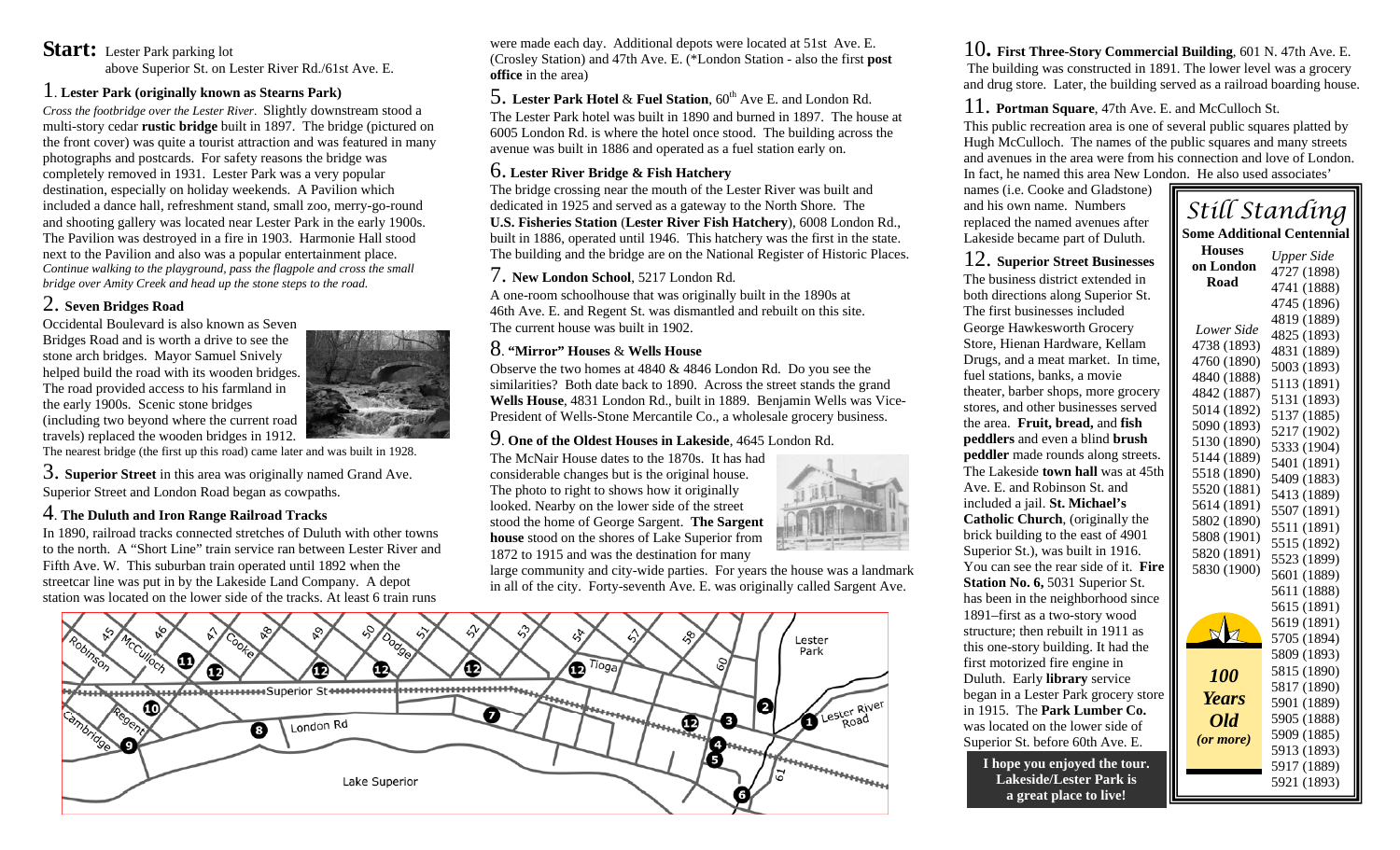**Start:** Lester Park parking lot
above Superior St. on Lester River Rd./61st Ave. E.

## 1. Lester Park (originally known as Stearns Park)

*Cross the footbridge over the Lester River*. Slightly downstream stood a multi-story cedar **rustic bridge** built in 1897. The bridge (pictured on the front cover) was quite a tourist attraction and was featured in many photographs and postcards. For safety reasons the bridge was completely removed in 1931. Lester Park was a very popular destination, especially on holiday weekends. A Pavilion which included a dance hall, refreshment stand, small zoo, merry-go-round and shooting gallery was located near Lester Park in the early 1900s. The Pavilion was destroyed in a fire in 1903. Harmonie Hall stood next to the Pavilion and also was a popular entertainment place. *Continue walking to the playground, pass the flagpole and cross the small bridge over Amity Creek and head up the stone steps to the road.*

## 2. Seven Bridges Road

Occidental Boulevard is also known as Seven Bridges Road and is worth a drive to see the stone arch bridges. Mayor Samuel Snively helped build the road with its wooden bridges. The road provided access to his farmland in the early 1900s. Scenic stone bridges (including two beyond where the current road travels) replaced the wooden bridges in 1912. The nearest bridge (the first up this road) came later and was built in 1928.

## 3. Superior Street

**Superior Street** in this area was originally named Grand Ave. Superior Street and London Road began as cowpaths.

## 4. The Duluth and Iron Range Railroad Tracks

In 1890, railroad tracks connected stretches of Duluth with other towns to the north. A "Short Line" train service ran between Lester River and Fifth Ave. W. This suburban train operated until 1892 when the streetcar line was put in by the Lakeside Land Company. A depot station was located on the lower side of the tracks. At least 6 train runs were made each day. Additional depots were located at 51st Ave. E. (Crosley Station) and 47th Ave. E. (*London Station - also the first **post office** in the area)

## 5. Lester Park Hotel & Fuel Station, 60th Ave E. and London Rd.

The Lester Park hotel was built in 1890 and burned in 1897. The house at 6005 London Rd. is where the hotel once stood. The building across the avenue was built in 1886 and operated as a fuel station early on.

## 6. Lester River Bridge & Fish Hatchery

The bridge crossing near the mouth of the Lester River was built and dedicated in 1925 and served as a gateway to the North Shore. The **U.S. Fisheries Station** (**Lester River Fish Hatchery**), 6008 London Rd., built in 1886, operated until 1946. This hatchery was the first in the state. The building and the bridge are on the National Register of Historic Places.

## 7. New London School, 5217 London Rd.

A one-room schoolhouse that was originally built in the 1890s at 46th Ave. E. and Regent St. was dismantled and rebuilt on this site. The current house was built in 1902.

## 8. "Mirror" Houses & Wells House

Observe the two homes at 4840 & 4846 London Rd. Do you see the similarities? Both date back to 1890. Across the street stands the grand **Wells House**, 4831 London Rd., built in 1889. Benjamin Wells was Vice-President of Wells-Stone Mercantile Co., a wholesale grocery business.

## 9. One of the Oldest Houses in Lakeside, 4645 London Rd.

The McNair House dates to the 1870s. It has had considerable changes but is the original house. The photo to right to shows how it originally looked. Nearby on the lower side of the street stood the home of George Sargent. **The Sargent house** stood on the shores of Lake Superior from 1872 to 1915 and was the destination for many large community and city-wide parties. For years the house was a landmark in all of the city. Forty-seventh Ave. E. was originally called Sargent Ave.

Lester Park
Robinson
McCulloch
Cooke
Dodge
Tioga
Superior St
Regent
Cambridge
London Rd
Lester River Road
Lake Superior
45 46 47 48 49 50 51 52 53 54 57 58 60 61

## 10. First Three-Story Commercial Building, 601 N. 47th Ave. E.

The building was constructed in 1891. The lower level was a grocery and drug store. Later, the building served as a railroad boarding house.

## 11. Portman Square, 47th Ave. E. and McCulloch St.

This public recreation area is one of several public squares platted by Hugh McCulloch. The names of the public squares and many streets and avenues in the area were from his connection and love of London. In fact, he named this area New London. He also used associates' names (i.e. Cooke and Gladstone) and his own name. Numbers replaced the named avenues after Lakeside became part of Duluth.

## 12. Superior Street Businesses

The business district extended in both directions along Superior St. The first businesses included George Hawkesworth Grocery Store, Hienan Hardware, Kellam Drugs, and a meat market. In time, fuel stations, banks, a movie theater, barber shops, more grocery stores, and other businesses served the area. **Fruit, bread,** and **fish peddlers** and even a blind **brush peddler** made rounds along streets. The Lakeside **town hall** was at 45th Ave. E. and Robinson St. and included a jail. **St. Michael's Catholic Church**, (originally the brick building to the east of 4901 Superior St.), was built in 1916. You can see the rear side of it. **Fire Station No. 6,** 5031 Superior St. has been in the neighborhood since 1891–first as a two-story wood structure; then rebuilt in 1911 as this one-story building. It had the first motorized fire engine in Duluth. Early **library** service began in a Lester Park grocery store in 1915. The **Park Lumber Co.** was located on the lower side of Superior St. before 60th Ave. E.

**I hope you enjoyed the tour. Lakeside/Lester Park is a great place to live!**

## Still Standing

**Some Additional Centennial Houses on London Road**

**100 Years Old (or more)**

*Lower Side*
4738 (1893)
4760 (1890)
4840 (1888)
4842 (1887)
5014 (1892)
5090 (1893)
5130 (1890)
5144 (1889)
5518 (1890)
5520 (1881)
5614 (1891)
5802 (1890)
5808 (1901)
5820 (1891)
5830 (1900)

*Upper Side*
4727 (1898)
4741 (1888)
4745 (1896)
4819 (1889)
4825 (1893)
4831 (1889)
5003 (1893)
5113 (1891)
5131 (1893)
5137 (1885)
5217 (1902)
5333 (1904)
5401 (1891)
5409 (1883)
5413 (1889)
5507 (1891)
5511 (1891)
5515 (1892)
5523 (1899)
5601 (1889)
5611 (1888)
5615 (1891)
5619 (1891)
5705 (1894)
5809 (1893)
5815 (1890)
5817 (1890)
5901 (1889)
5905 (1888)
5909 (1885)
5913 (1893)
5917 (1889)
5921 (1893)